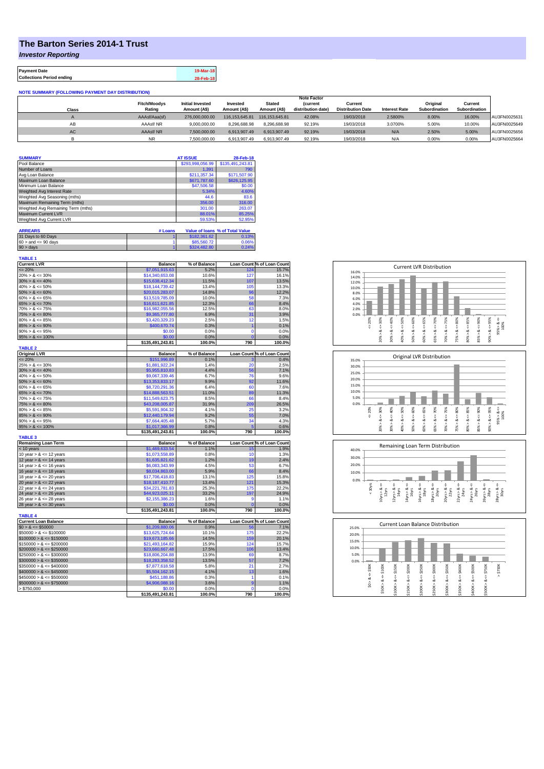# The Barton Series 2014-1 Trust

*Investor Reporting*

| Payment Date | 19-Mar-18 |
|---|---|
| Collections Period ending | 28-Feb-18 |

**NOTE SUMMARY (FOLLOWING PAYMENT DAY DISTRIBUTION)**

| Class | Fitch/Moodys Rating | Initial Invested Amount (A$) | Invested Amount (A$) | Stated Amount (A$) | Note Factor (current distribution date) | Current Distribution Date | Interest Rate | Original Subordination | Current Subordination | |
|---|---|---|---|---|---|---|---|---|---|---|
| A | AAAsf/Aaa(sf) | 276,000,000.00 | 116,153,645.81 | 116,153,645.81 | 42.08% | 19/03/2018 | 2.5800% | 8.00% | 16.00% | AU3FN0025631 |
| AB | AAAsf/ NR | 9,000,000.00 | 8,296,688.98 | 8,296,688.98 | 92.19% | 19/03/2018 | 3.0700% | 5.00% | 10.00% | AU3FN0025649 |
| AC | AAAsf/ NR | 7,500,000.00 | 6,913,907.49 | 6,913,907.49 | 92.19% | 19/03/2018 | N/A | 2.50% | 5.00% | AU3FN0025656 |
| B | NR | 7,500,000.00 | 6,913,907.49 | 6,913,907.49 | 92.19% | 19/03/2018 | N/A | 0.00% | 0.00% | AU3FN0025664 |

| SUMMARY | AT ISSUE | 28-Feb-18 |
|---|---|---|
| Pool Balance | $293,998,056.99 | $135,491,243.81 |
| Number of Loans | 1,391 | 790 |
| Avg Loan Balance | $211,357.34 | $171,507.90 |
| Maximum Loan Balance | $671,787.60 | $626,125.95 |
| Minimum Loan Balance | $47,506.58 | $0.00 |
| Weighted Avg Interest Rate | 5.34% | 4.60% |
| Weighted Avg Seasoning (mths) | 44.6 | 83.6 |
| Maximum Remaining Term (mths) | 356.00 | 316.00 |
| Weighted Avg Remaining Term (mths) | 301.00 | 263.07 |
| Maximum Current LVR | 88.01% | 85.25% |
| Weighted Avg Current LVR | 59.53% | 52.95% |

| ARREARS | # Loans | Value of loans | % of Total Value |
|---|---|---|---|
| 31 Days to 60 Days | 1 | $182,361.62 | 0.13% |
| 60 > and <= 90 days | 1 | $85,560.72 | 0.06% |
| 90 > days | 1 | $324,482.80 | 0.24% |

**TABLE 1**

| Current LVR | Balance | % of Balance | Loan Count | % of Loan Count |
|---|---|---|---|---|
| <= 20% | $7,051,915.63 | 5.2% | 124 | 15.7% |
| 20% > & <= 30% | $14,340,653.08 | 10.6% | 127 | 16.1% |
| 30% > & <= 40% | $15,638,412.34 | 11.5% | 107 | 13.5% |
| 40% > & <= 50% | $18,144,739.42 | 13.4% | 105 | 13.3% |
| 50% > & <= 60% | $20,015,283.07 | 14.8% | 96 | 12.2% |
| 60% > & <= 65% | $13,519,785.09 | 10.0% | 58 | 7.3% |
| 65% > & <= 70% | $16,611,621.85 | 12.3% | 66 | 8.4% |
| 70% > & <= 75% | $16,982,055.56 | 12.5% | 63 | 8.0% |
| 75% > & <= 80% | $9,365,777.80 | 6.9% | 31 | 3.9% |
| 80% > & <= 85% | $3,420,329.23 | 2.5% | 12 | 1.5% |
| 85% > & <= 90% | $400,670.74 | 0.3% | 1 | 0.1% |
| 90% > & <= 95% | $0.00 | 0.0% | 0 | 0.0% |
| 95% > & <= 100% | $0.00 | 0.0% | 0 | 0.0% |
| | $135,491,243.81 | 100.0% | 790 | 100.0% |

**TABLE 2**

| Original LVR | Balance | % of Balance | Loan Count | % of Loan Count |
|---|---|---|---|---|
| <= 20% | $151,996.89 | 0.1% | 3 | 0.4% |
| 25% > & <= 30% | $1,881,922.24 | 1.4% | 20 | 2.5% |
| 30% > & <= 40% | $5,955,810.83 | 4.4% | 56 | 7.1% |
| 40% > & <= 50% | $9,067,339.46 | 6.7% | 76 | 9.6% |
| 50% > & <= 60% | $13,353,833.17 | 9.9% | 92 | 11.6% |
| 60% > & <= 65% | $8,720,291.36 | 6.4% | 60 | 7.6% |
| 65% > & <= 70% | $14,888,563.51 | 11.0% | 89 | 11.3% |
| 70% > & <= 75% | $11,549,623.75 | 8.5% | 66 | 8.4% |
| 75% > & <= 80% | $43,208,005.87 | 31.9% | 209 | 26.5% |
| 80% > & <= 85% | $5,591,904.32 | 4.1% | 25 | 3.2% |
| 85% > & <= 90% | $12,440,179.94 | 9.2% | 55 | 7.0% |
| 90% > & <= 95% | $7,664,405.48 | 5.7% | 34 | 4.3% |
| 95% > & <= 100% | $1,017,366.99 | 0.8% | 5 | 0.6% |
| | $135,491,243.81 | 100.0% | 790 | 100.0% |

**TABLE 3**

| Remaining Loan Term | Balance | % of Balance | Loan Count | % of Loan Count |
|---|---|---|---|---|
| < 10 years | $1,469,633.54 | 1.1% | 15 | 1.9% |
| 10 year > & <= 12 years | $1,073,558.89 | 0.8% | 10 | 1.3% |
| 12 year > & <= 14 years | $1,635,821.62 | 1.2% | 19 | 2.4% |
| 14 year > & <= 16 years | $6,083,343.99 | 4.5% | 53 | 6.7% |
| 16 year > & <= 18 years | $8,034,863.00 | 5.9% | 66 | 8.4% |
| 18 year > & <= 20 years | $17,706,418.83 | 13.1% | 125 | 15.8% |
| 20 year > & <= 22 years | $18,187,410.77 | 13.4% | 121 | 15.3% |
| 22 year > & <= 24 years | $34,221,781.83 | 25.3% | 175 | 22.2% |
| 24 year > & <= 26 years | $44,923,025.11 | 33.2% | 197 | 24.9% |
| 26 year > & <= 28 years | $2,155,386.23 | 1.6% | 9 | 1.1% |
| 28 year > & <= 30 years | $0.00 | 0.0% | 0 | 0.0% |
| | $135,491,243.81 | 100.0% | 790 | 100.0% |

**TABLE 4**

| Current Loan Balance | Balance | % of Balance | Loan Count | % of Loan Count |
|---|---|---|---|---|
| $0 > & <= $50000 | $1,209,880.06 | 0.9% | 56 | 7.1% |
| $50000 > & <= $100000 | $13,625,724.64 | 10.1% | 175 | 22.2% |
| $100000 > & <= $150000 | $19,673,185.66 | 14.5% | 159 | 20.1% |
| $150000 > & <= $200000 | $21,493,164.82 | 15.9% | 124 | 15.7% |
| $200000 > & <= $250000 | $23,660,667.48 | 17.5% | 106 | 13.4% |
| $250000 > & <= $300000 | $18,806,204.88 | 13.9% | 69 | 8.7% |
| $300000 > & <= $350000 | $18,283,358.52 | 13.5% | 57 | 7.2% |
| $350000 > & <= $400000 | $7,877,618.58 | 5.8% | 21 | 2.7% |
| $400000 > & <= $450000 | $5,504,162.15 | 4.1% | 13 | 1.6% |
| $450000 > & <= $500000 | $451,188.86 | 0.3% | 1 | 0.1% |
| $500000 > & <= $750000 | $4,906,088.16 | 3.6% | 9 | 1.1% |
| > $750,000 | $0.00 | 0.0% | 0 | 0.0% |
| | $135,491,243.81 | 100.0% | 790 | 100.0% |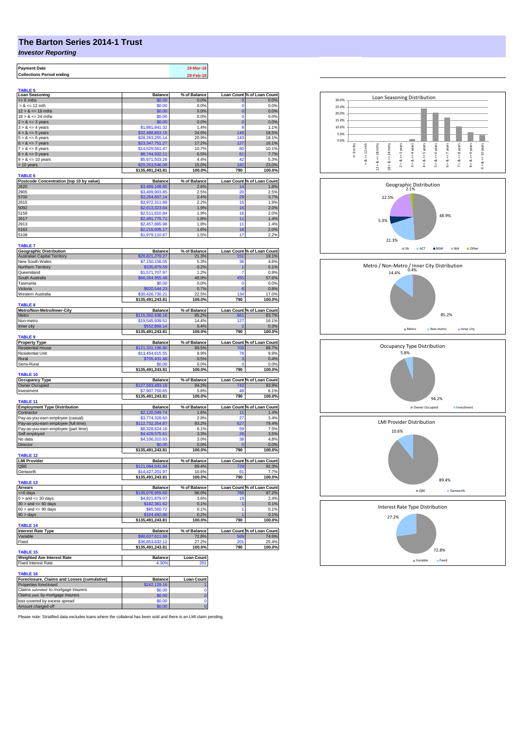# The Barton Series 2014-1 Trust

***Investor Reporting***

| | |
|---|---|
| **Payment Date** | 19-Mar-18 |
| **Collections Period ending** | 28-Feb-18 |

**TABLE 5**

| Loan Seasoning | Balance | % of Balance | Loan Count | % of Loan Count |
|---|---|---|---|---|
| <= 6 mths | $0.00 | 0.0% | 0 | 0.0% |
| > & <= 12 mth | $0.00 | 0.0% | 0 | 0.0% |
| 12 > & <= 18 mths | $0.00 | 0.0% | 0 | 0.0% |
| 18 > & <= 24 mths | $0.00 | 0.0% | 0 | 0.0% |
| 2 > & <= 3 years | $0.00 | 0.0% | 0 | 0.0% |
| 3 > & <= 4 years | $1,881,841.32 | 1.4% | 9 | 1.1% |
| 4 > & <= 5 years | $32,488,853.15 | 24.0% | 146 | 18.5% |
| 5 > & <= 6 years | $28,263,255.14 | 20.9% | 143 | 18.1% |
| 6 > & <= 7 years | $23,347,751.27 | 17.2% | 127 | 16.1% |
| 7 > & <= 8 years | $14,529,561.47 | 10.7% | 80 | 10.1% |
| 8 > & <= 9 years | $8,744,932.11 | 6.5% | 61 | 7.7% |
| 9 > & <= 10 years | $5,971,503.26 | 4.4% | 42 | 5.3% |
| > 10 years | $20,263,546.09 | 15.0% | 182 | 23.0% |
| | $135,491,243.81 | 100.0% | 790 | 100.0% |

**TABLE 6**

| Postcode Concentration (top 10 by value) | Balance | % of Balance | Loan Count | % of Loan Count |
|---|---|---|---|---|
| 2620 | $3,489,108.85 | 2.6% | 14 | 1.8% |
| 2905 | $3,409,903.85 | 2.5% | 20 | 2.5% |
| 5700 | $3,254,607.14 | 2.4% | 29 | 3.7% |
| 2615 | $2,972,311.89 | 2.2% | 15 | 1.9% |
| 5092 | $2,613,323.64 | 1.9% | 16 | 2.0% |
| 5158 | $2,511,810.84 | 1.9% | 16 | 2.0% |
| 2617 | $2,491,775.71 | 1.8% | 11 | 1.4% |
| 2913 | $2,457,865.98 | 1.8% | 11 | 1.4% |
| 5162 | $2,216,605.17 | 1.6% | 16 | 2.0% |
| 5108 | $1,979,110.87 | 1.5% | 17 | 2.2% |

**TABLE 7**

| Geographic Distribution | Balance | % of Balance | Loan Count | % of Loan Count |
|---|---|---|---|---|
| Australian Capital Territory | $28,821,270.27 | 21.3% | 151 | 19.1% |
| New South Wales | $7,150,156.05 | 5.3% | 36 | 4.6% |
| Northern Territory | $335,879.59 | 0.2% | 1 | 0.1% |
| Queensland | $1,571,707.97 | 1.2% | 7 | 0.9% |
| South Australia | $66,264,955.49 | 48.9% | 455 | 57.6% |
| Tasmania | $0.00 | 0.0% | 0 | 0.0% |
| Victoria | $920,544.23 | 0.7% | 6 | 0.8% |
| Western Australia | $30,426,730.21 | 22.5% | 134 | 17.0% |
| | $135,491,243.81 | 100.0% | 790 | 100.0% |

**TABLE 8**

| Metro/Non-Metro/Inner-City | Balance | % of Balance | Loan Count | % of Loan Count |
|---|---|---|---|---|
| Metro | $115,392,436.16 | 85.2% | 661 | 83.7% |
| Non-metro | $19,545,939.51 | 14.4% | 127 | 16.1% |
| Inner city | $552,868.14 | 0.4% | 2 | 0.3% |
| | $135,491,243.81 | 100.0% | 790 | 100.0% |

**TABLE 9**

| Property Type | Balance | % of Balance | Loan Count | % of Loan Count |
|---|---|---|---|---|
| Residential House | $121,331,196.80 | 89.5% | 709 | 89.7% |
| Residential Unit | $13,454,615.55 | 9.9% | 78 | 9.9% |
| Rural | $705,431.46 | 0.5% | 3 | 0.4% |
| Semi-Rural | $0.00 | 0.0% | 0 | 0.0% |
| | $135,491,243.81 | 100.0% | 790 | 100.0% |

**TABLE 10**

| Occupancy Type | Balance | % of Balance | Loan Count | % of Loan Count |
|---|---|---|---|---|
| Owner Occupied | $127,583,493.16 | 94.2% | 742 | 93.9% |
| Investment | $7,907,750.65 | 5.8% | 48 | 6.1% |
| | $135,491,243.81 | 100.0% | 790 | 100.0% |

**TABLE 11**

| Employment Type Distribution | Balance | % of Balance | Loan Count | % of Loan Count |
|---|---|---|---|---|
| Contractor | $2,120,049.74 | 1.6% | 11 | 1.4% |
| Pay-as-you-earn employee (casual) | $3,774,328.60 | 2.8% | 27 | 3.4% |
| Pay-as-you-earn employee (full time) | $112,732,354.87 | 83.2% | 627 | 79.4% |
| Pay-as-you-earn employee (part time) | $8,328,624.16 | 6.1% | 59 | 7.5% |
| Self employed | $4,429,575.61 | 3.3% | 28 | 3.5% |
| No data | $4,106,310.83 | 3.0% | 38 | 4.8% |
| Director | $0.00 | 0.0% | 0 | 0.0% |
| | $135,491,243.81 | 100.0% | 790 | 100.0% |

**TABLE 12**

| LMI Provider | Balance | % of Balance | Loan Count | % of Loan Count |
|---|---|---|---|---|
| QBE | $121,064,041.84 | 89.4% | 729 | 92.3% |
| Genworth | $14,427,201.97 | 10.6% | 61 | 7.7% |
| | $135,491,243.81 | 100.0% | 790 | 100.0% |

**TABLE 13**

| Arrears | Balance | % of Balance | Loan Count | % of Loan Count |
|---|---|---|---|---|
| <=0 days | $130,076,959.60 | 96.0% | 768 | 97.2% |
| 0 > and <= 30 days | $4,821,879.07 | 3.6% | 19 | 2.4% |
| 30 > and <= 60 days | $182,361.62 | 0.1% | 1 | 0.1% |
| 60 > and <= 90 days | $85,560.72 | 0.1% | 1 | 0.1% |
| 90 > days | $324,482.80 | 0.2% | 1 | 0.1% |
| | $135,491,243.81 | 100.0% | 790 | 100.0% |

**TABLE 14**

| Interest Rate Type | Balance | % of Balance | Loan Count | % of Loan Count |
|---|---|---|---|---|
| Variable | $98,637,611.69 | 72.8% | 589 | 74.6% |
| Fixed | $36,853,632.12 | 27.2% | 201 | 25.4% |
| | $135,491,243.81 | 100.0% | 790 | 100.0% |

**TABLE 15**

| Weighted Ave Interest Rate | Balance | Loan Count |
|---|---|---|
| Fixed Interest Rate | 4.30% | 201 |

**TABLE 16**

| Foreclosure, Claims and Losses (cumulative) | Balance | Loan Count |
|---|---|---|
| Properties foreclosed | $242,129.16 | 1 |
| Claims *submitted* to mortgage insurers | $0.00 | 0 |
| Claims *paid* by mortgage insurers | $0.00 | 0 |
| loss covered by excess spread | $0.00 | 0 |
| Amount charged off | $0.00 | 0 |

Please note: Stratified data excludes loans where the collateral has been sold and there is an LMI claim pending.

Loan Seasoning Distribution
30.0%
25.0%
20.0%
15.0%
10.0%
5.0%
0.0%
<= 6 mths
> & <= 12 mth
12 > & <= 18 mths
18 > & <= 24 mths
2 > & <= 3 years
3 > & <= 4 years
4 > & <= 5 years
5 > & <= 6 years
6 > & <= 7 years
7 > & <= 8 years
8 > & <= 9 years
9 > & <= 10 years

Geographic Distribution
2.1%
22.5%
48.9%
5.3%
21.3%
SA ACT NSW WA Other

Metro / Non-Metro / Inner City Distribution
0.4%
14.4%
85.2%
Metro Non-metro Inner city

Occupancy Type Distribution
5.8%
94.2%
Owner Occupied Investment

LMI Provider Distribution
10.6%
89.4%
QBE Genworth

Interest Rate Type Distribution
27.2%
72.8%
Variable Fixed